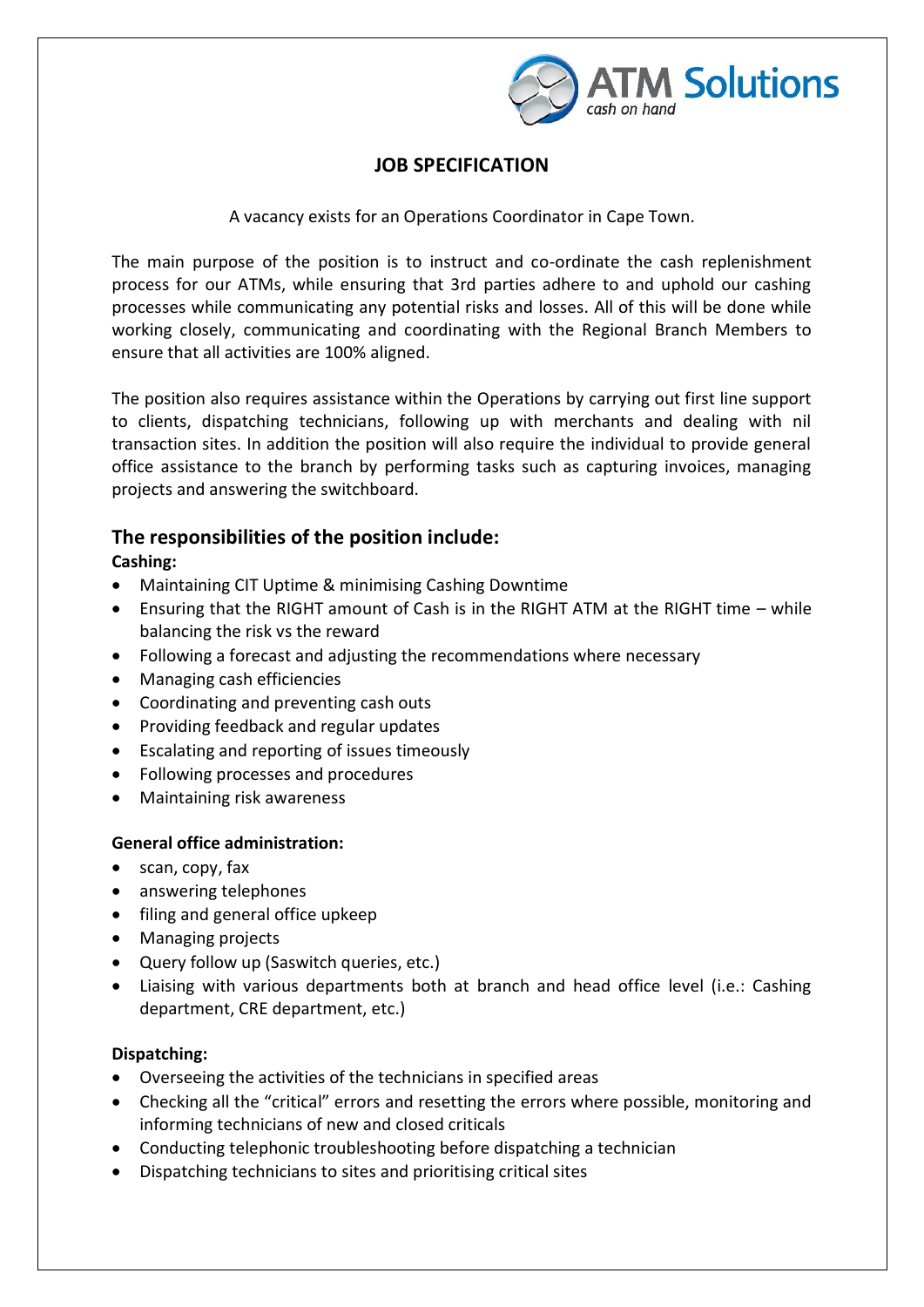ATM Solutions
*cash on hand*

# JOB SPECIFICATION

A vacancy exists for an Operations Coordinator in Cape Town.

The main purpose of the position is to instruct and co-ordinate the cash replenishment process for our ATMs, while ensuring that 3rd parties adhere to and uphold our cashing processes while communicating any potential risks and losses. All of this will be done while working closely, communicating and coordinating with the Regional Branch Members to ensure that all activities are 100% aligned.

The position also requires assistance within the Operations by carrying out first line support to clients, dispatching technicians, following up with merchants and dealing with nil transaction sites. In addition the position will also require the individual to provide general office assistance to the branch by performing tasks such as capturing invoices, managing projects and answering the switchboard.

## The responsibilities of the position include:

**Cashing:**

- Maintaining CIT Uptime & minimising Cashing Downtime
- Ensuring that the RIGHT amount of Cash is in the RIGHT ATM at the RIGHT time – while balancing the risk vs the reward
- Following a forecast and adjusting the recommendations where necessary
- Managing cash efficiencies
- Coordinating and preventing cash outs
- Providing feedback and regular updates
- Escalating and reporting of issues timeously
- Following processes and procedures
- Maintaining risk awareness

**General office administration:**

- scan, copy, fax
- answering telephones
- filing and general office upkeep
- Managing projects
- Query follow up (Saswitch queries, etc.)
- Liaising with various departments both at branch and head office level (i.e.: Cashing department, CRE department, etc.)

**Dispatching:**

- Overseeing the activities of the technicians in specified areas
- Checking all the "critical" errors and resetting the errors where possible, monitoring and informing technicians of new and closed criticals
- Conducting telephonic troubleshooting before dispatching a technician
- Dispatching technicians to sites and prioritising critical sites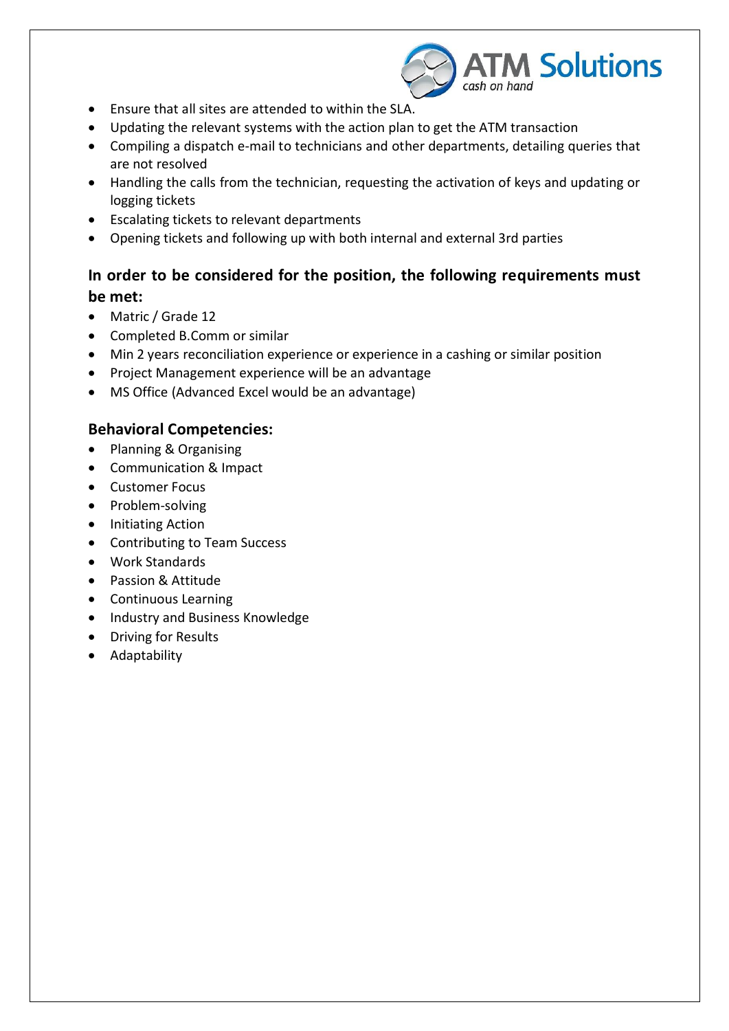- Ensure that all sites are attended to within the SLA.
- Updating the relevant systems with the action plan to get the ATM transaction
- Compiling a dispatch e-mail to technicians and other departments, detailing queries that are not resolved
- Handling the calls from the technician, requesting the activation of keys and updating or logging tickets
- Escalating tickets to relevant departments
- Opening tickets and following up with both internal and external 3rd parties

### In order to be considered for the position, the following requirements must be met:

- Matric / Grade 12
- Completed B.Comm or similar
- Min 2 years reconciliation experience or experience in a cashing or similar position
- Project Management experience will be an advantage
- MS Office (Advanced Excel would be an advantage)

### Behavioral Competencies:

- Planning & Organising
- Communication & Impact
- Customer Focus
- Problem-solving
- Initiating Action
- Contributing to Team Success
- Work Standards
- Passion & Attitude
- Continuous Learning
- Industry and Business Knowledge
- Driving for Results
- Adaptability